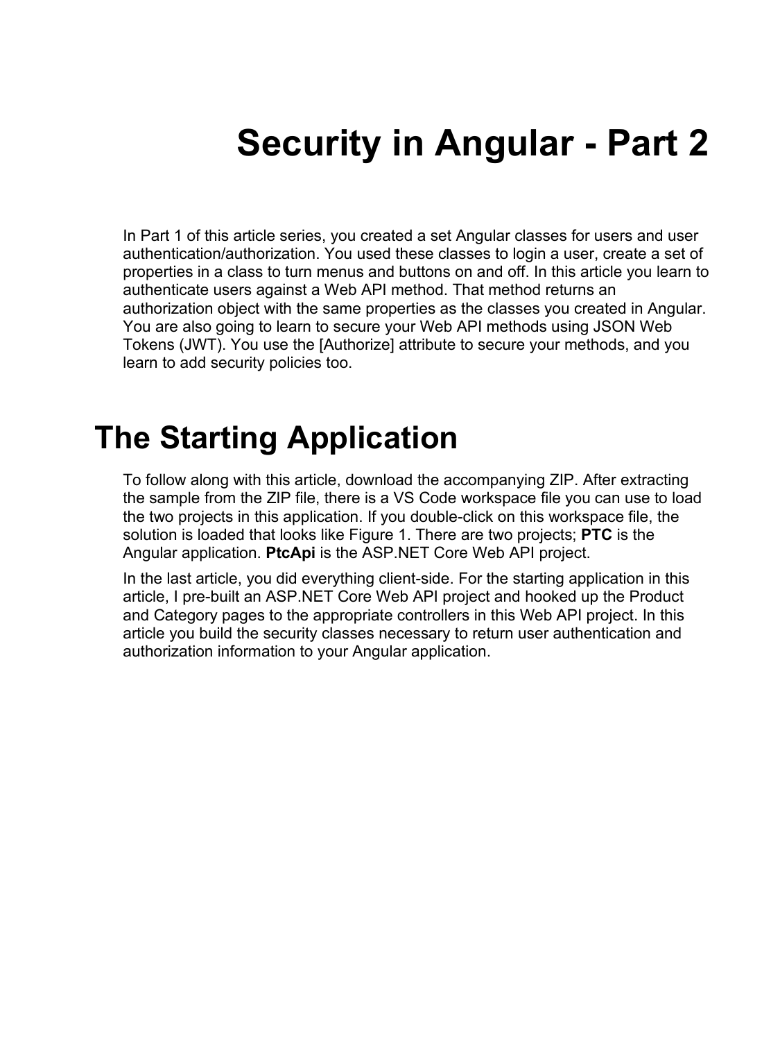# Security in Angular - Part 2

In Part 1 of this article series, you created a set Angular classes for users and user authentication/authorization. You used these classes to login a user, create a set of properties in a class to turn menus and buttons on and off. In this article you learn to authenticate users against a Web API method. That method returns an authorization object with the same properties as the classes you created in Angular. You are also going to learn to secure your Web API methods using JSON Web Tokens (JWT). You use the [Authorize] attribute to secure your methods, and you learn to add security policies too.

## The Starting Application

To follow along with this article, download the accompanying ZIP. After extracting the sample from the ZIP file, there is a VS Code workspace file you can use to load the two projects in this application. If you double-click on this workspace file, the solution is loaded that looks like Figure 1. There are two projects; **PTC** is the Angular application. **PtcApi** is the ASP.NET Core Web API project.

In the last article, you did everything client-side. For the starting application in this article, I pre-built an ASP.NET Core Web API project and hooked up the Product and Category pages to the appropriate controllers in this Web API project. In this article you build the security classes necessary to return user authentication and authorization information to your Angular application.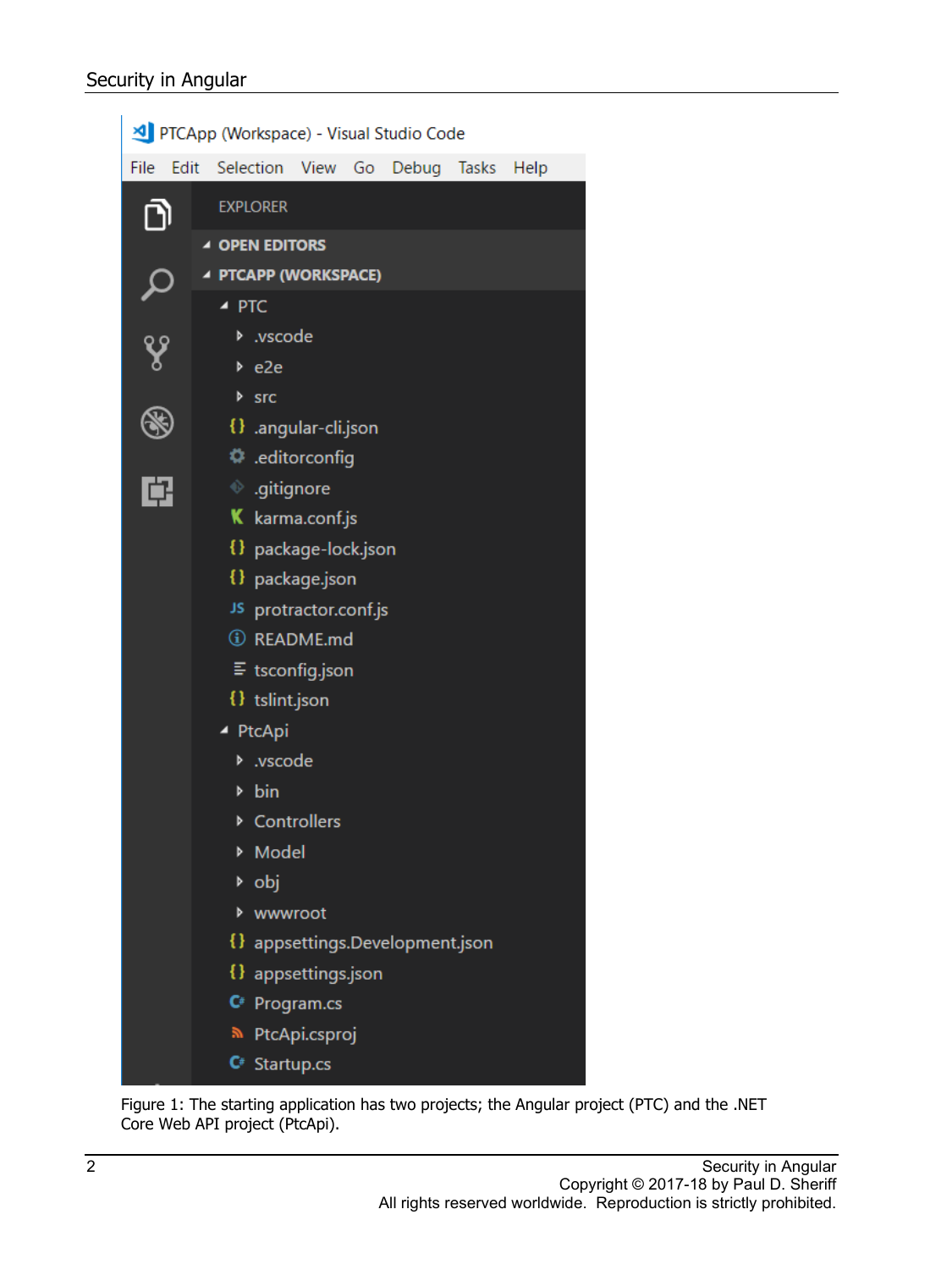Figure 1: The starting application has two projects; the Angular project (PTC) and the .NET Core Web API project (PtcApi).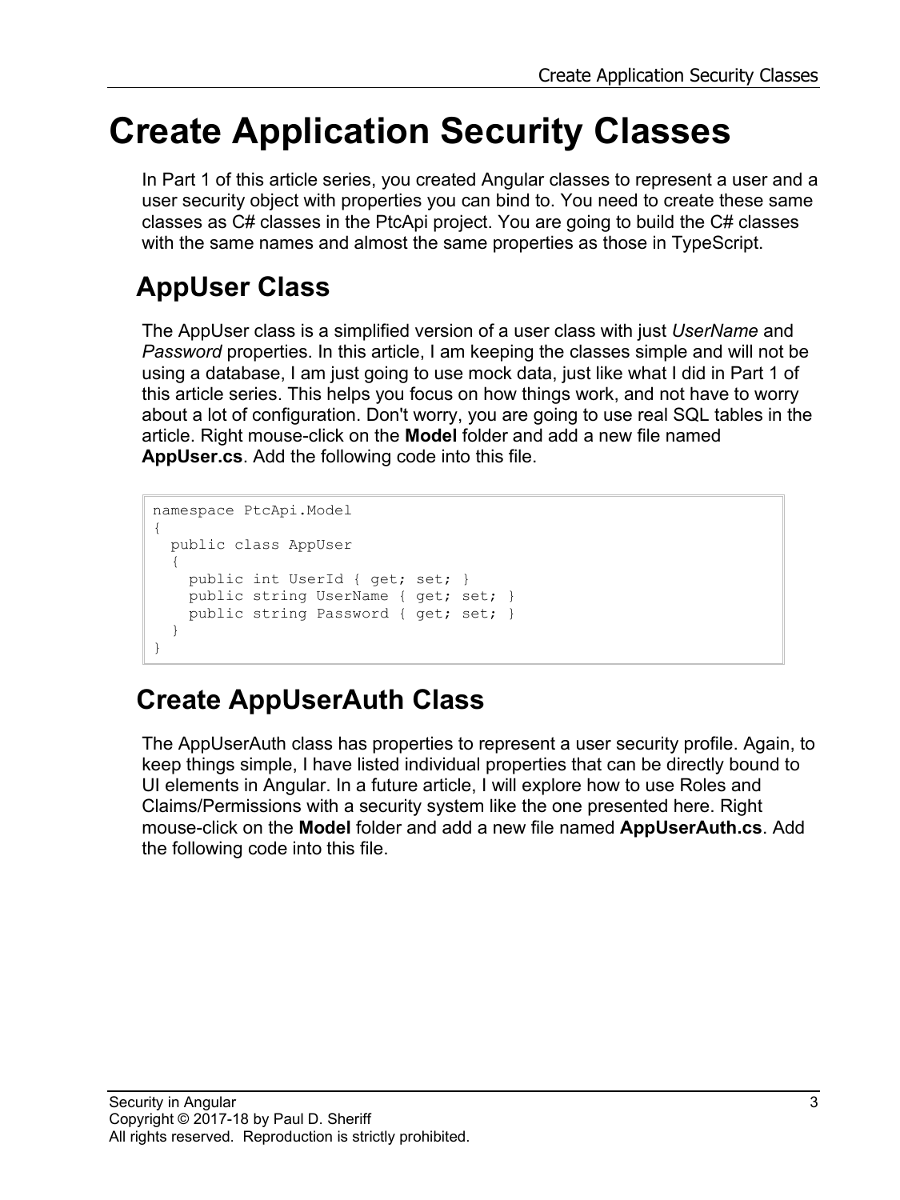# Create Application Security Classes

In Part 1 of this article series, you created Angular classes to represent a user and a user security object with properties you can bind to. You need to create these same classes as C# classes in the PtcApi project. You are going to build the C# classes with the same names and almost the same properties as those in TypeScript.

## AppUser Class

The AppUser class is a simplified version of a user class with just *UserName* and *Password* properties. In this article, I am keeping the classes simple and will not be using a database, I am just going to use mock data, just like what I did in Part 1 of this article series. This helps you focus on how things work, and not have to worry about a lot of configuration. Don't worry, you are going to use real SQL tables in the article. Right mouse-click on the **Model** folder and add a new file named **AppUser.cs**. Add the following code into this file.

```
namespace PtcApi.Model
{
  public class AppUser
  {
    public int UserId { get; set; }
    public string UserName { get; set; }
    public string Password { get; set; }
  }
}
```

## Create AppUserAuth Class

The AppUserAuth class has properties to represent a user security profile. Again, to keep things simple, I have listed individual properties that can be directly bound to UI elements in Angular. In a future article, I will explore how to use Roles and Claims/Permissions with a security system like the one presented here. Right mouse-click on the **Model** folder and add a new file named **AppUserAuth.cs**. Add the following code into this file.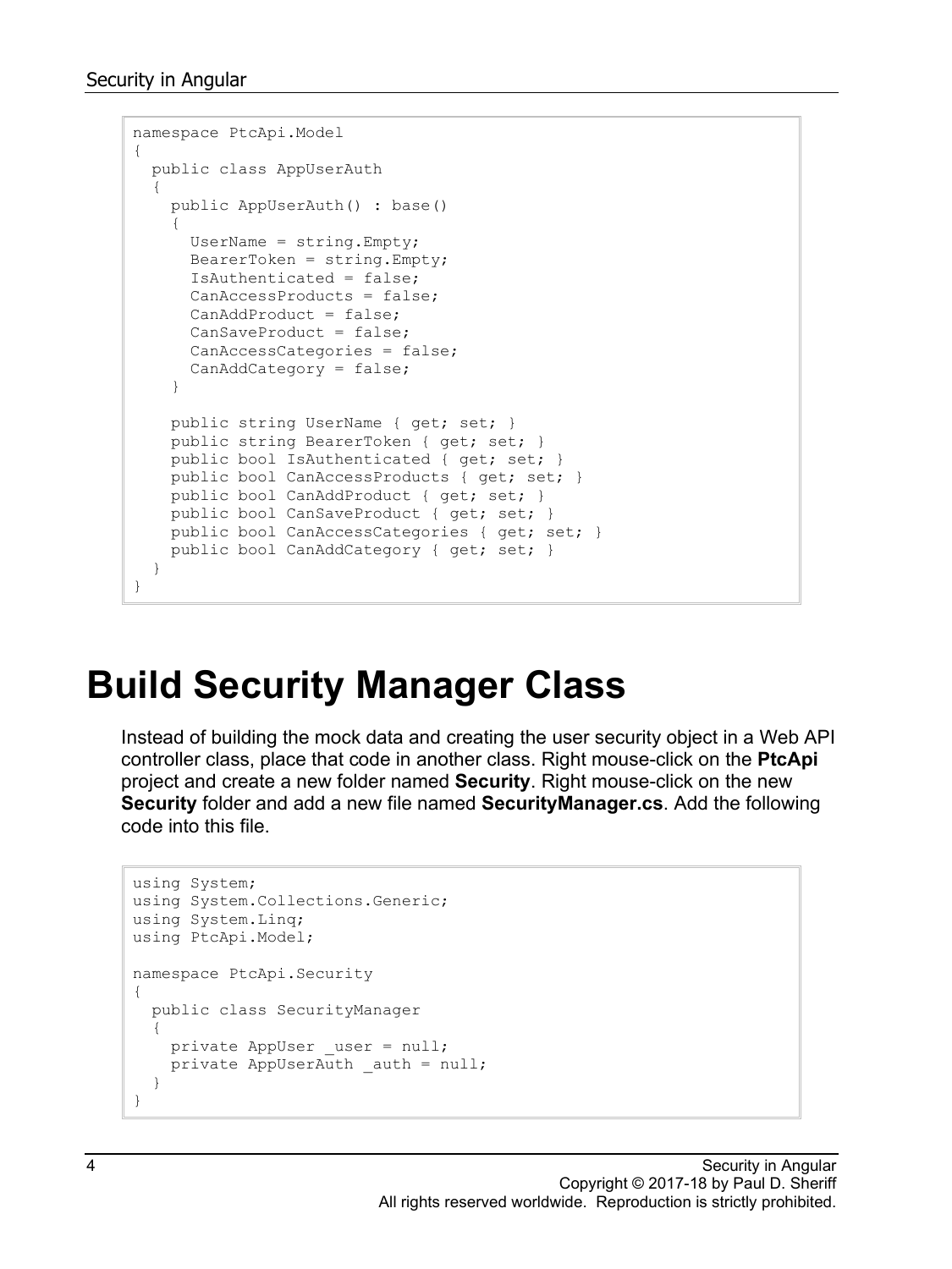```
namespace PtcApi.Model
{
  public class AppUserAuth
  {
    public AppUserAuth() : base()
    {
      UserName = string.Empty;
      BearerToken = string.Empty;
      IsAuthenticated = false;
      CanAccessProducts = false;
      CanAddProduct = false;
      CanSaveProduct = false;
      CanAccessCategories = false;
      CanAddCategory = false;
    }

    public string UserName { get; set; }
    public string BearerToken { get; set; }
    public bool IsAuthenticated { get; set; }
    public bool CanAccessProducts { get; set; }
    public bool CanAddProduct { get; set; }
    public bool CanSaveProduct { get; set; }
    public bool CanAccessCategories { get; set; }
    public bool CanAddCategory { get; set; }
  }
}
```

# Build Security Manager Class

Instead of building the mock data and creating the user security object in a Web API controller class, place that code in another class. Right mouse-click on the **PtcApi** project and create a new folder named **Security**. Right mouse-click on the new **Security** folder and add a new file named **SecurityManager.cs**. Add the following code into this file.

```
using System;
using System.Collections.Generic;
using System.Linq;
using PtcApi.Model;

namespace PtcApi.Security
{
  public class SecurityManager
  {
    private AppUser _user = null;
    private AppUserAuth _auth = null;
  }
}
```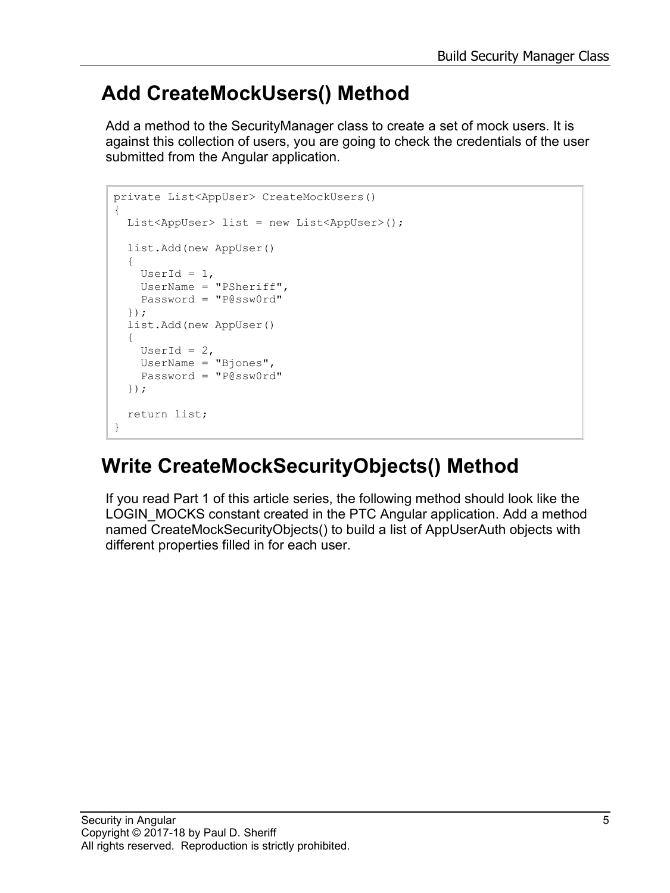## Add CreateMockUsers() Method

Add a method to the SecurityManager class to create a set of mock users. It is against this collection of users, you are going to check the credentials of the user submitted from the Angular application.

```
private List<AppUser> CreateMockUsers()
{
  List<AppUser> list = new List<AppUser>();

  list.Add(new AppUser()
  {
    UserId = 1,
    UserName = "PSheriff",
    Password = "P@ssw0rd"
  });
  list.Add(new AppUser()
  {
    UserId = 2,
    UserName = "Bjones",
    Password = "P@ssw0rd"
  });

  return list;
}
```

## Write CreateMockSecurityObjects() Method

If you read Part 1 of this article series, the following method should look like the LOGIN_MOCKS constant created in the PTC Angular application. Add a method named CreateMockSecurityObjects() to build a list of AppUserAuth objects with different properties filled in for each user.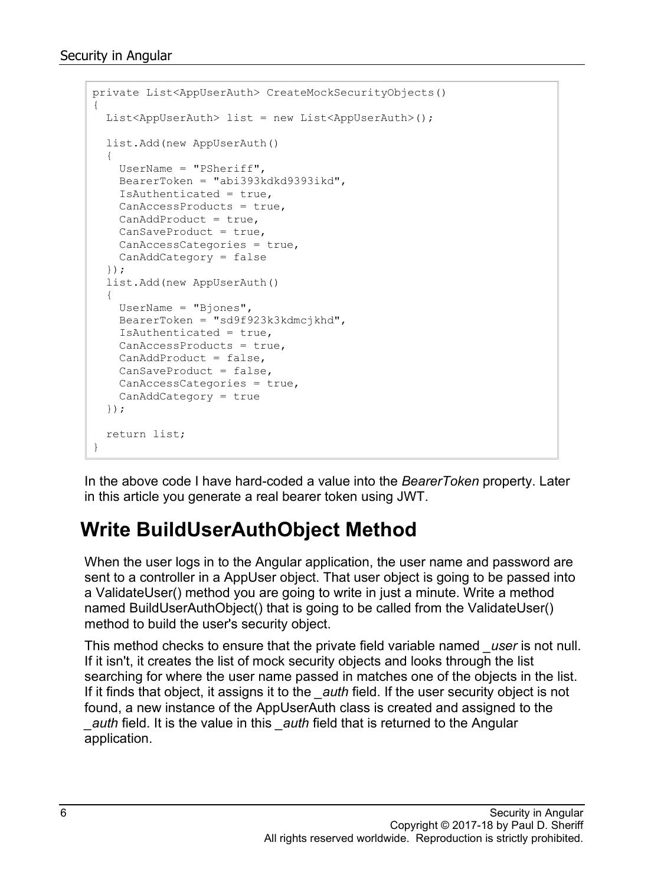```
private List<AppUserAuth> CreateMockSecurityObjects()
{
  List<AppUserAuth> list = new List<AppUserAuth>();

  list.Add(new AppUserAuth()
  {
    UserName = "PSheriff",
    BearerToken = "abi393kdkd9393ikd",
    IsAuthenticated = true,
    CanAccessProducts = true,
    CanAddProduct = true,
    CanSaveProduct = true,
    CanAccessCategories = true,
    CanAddCategory = false
  });
  list.Add(new AppUserAuth()
  {
    UserName = "Bjones",
    BearerToken = "sd9f923k3kdmcjkhd",
    IsAuthenticated = true,
    CanAccessProducts = true,
    CanAddProduct = false,
    CanSaveProduct = false,
    CanAccessCategories = true,
    CanAddCategory = true
  });

  return list;
}
```

In the above code I have hard-coded a value into the *BearerToken* property. Later in this article you generate a real bearer token using JWT.

## Write BuildUserAuthObject Method

When the user logs in to the Angular application, the user name and password are sent to a controller in a AppUser object. That user object is going to be passed into a ValidateUser() method you are going to write in just a minute. Write a method named BuildUserAuthObject() that is going to be called from the ValidateUser() method to build the user's security object.

This method checks to ensure that the private field variable named *_user* is not null. If it isn't, it creates the list of mock security objects and looks through the list searching for where the user name passed in matches one of the objects in the list. If it finds that object, it assigns it to the *_auth* field. If the user security object is not found, a new instance of the AppUserAuth class is created and assigned to the *_auth* field. It is the value in this *_auth* field that is returned to the Angular application.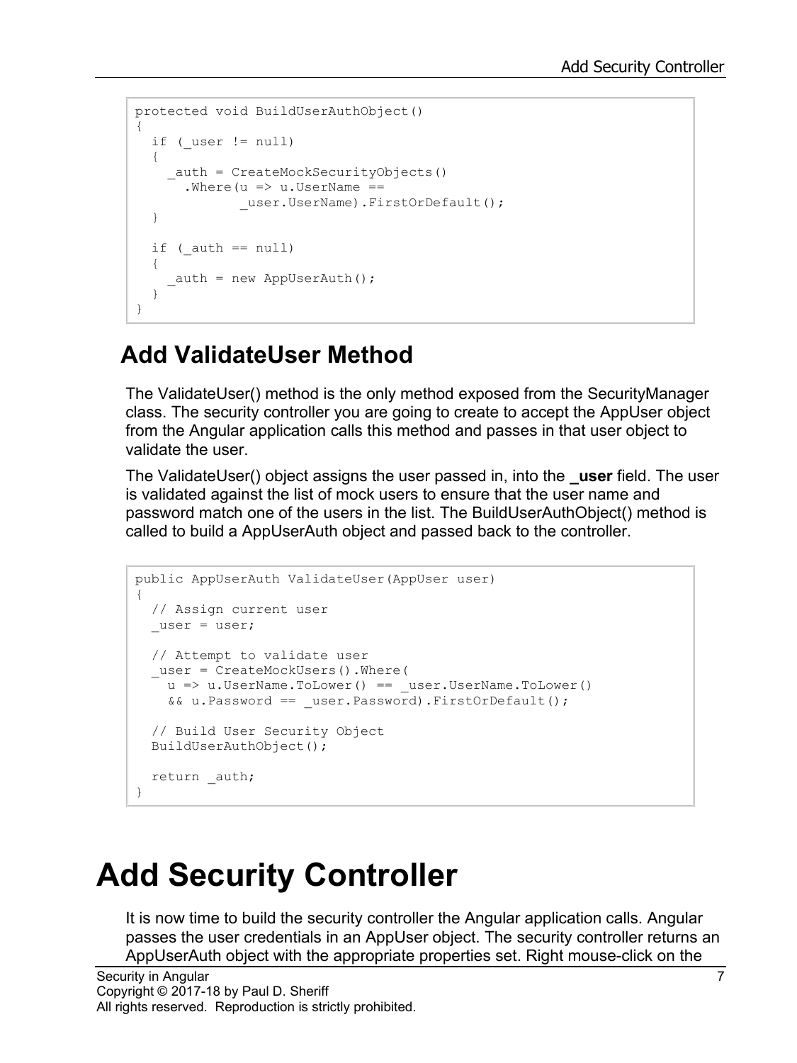```
protected void BuildUserAuthObject()
{
  if (_user != null)
  {
    _auth = CreateMockSecurityObjects()
      .Where(u => u.UserName ==
             _user.UserName).FirstOrDefault();
  }

  if (_auth == null)
  {
    _auth = new AppUserAuth();
  }
}
```

## Add ValidateUser Method

The ValidateUser() method is the only method exposed from the SecurityManager class. The security controller you are going to create to accept the AppUser object from the Angular application calls this method and passes in that user object to validate the user.

The ValidateUser() object assigns the user passed in, into the **_user** field. The user is validated against the list of mock users to ensure that the user name and password match one of the users in the list. The BuildUserAuthObject() method is called to build a AppUserAuth object and passed back to the controller.

```
public AppUserAuth ValidateUser(AppUser user)
{
  // Assign current user
  _user = user;

  // Attempt to validate user
  _user = CreateMockUsers().Where(
    u => u.UserName.ToLower() == _user.UserName.ToLower()
    && u.Password == _user.Password).FirstOrDefault();

  // Build User Security Object
  BuildUserAuthObject();

  return _auth;
}
```

# Add Security Controller

It is now time to build the security controller the Angular application calls. Angular passes the user credentials in an AppUser object. The security controller returns an AppUserAuth object with the appropriate properties set. Right mouse-click on the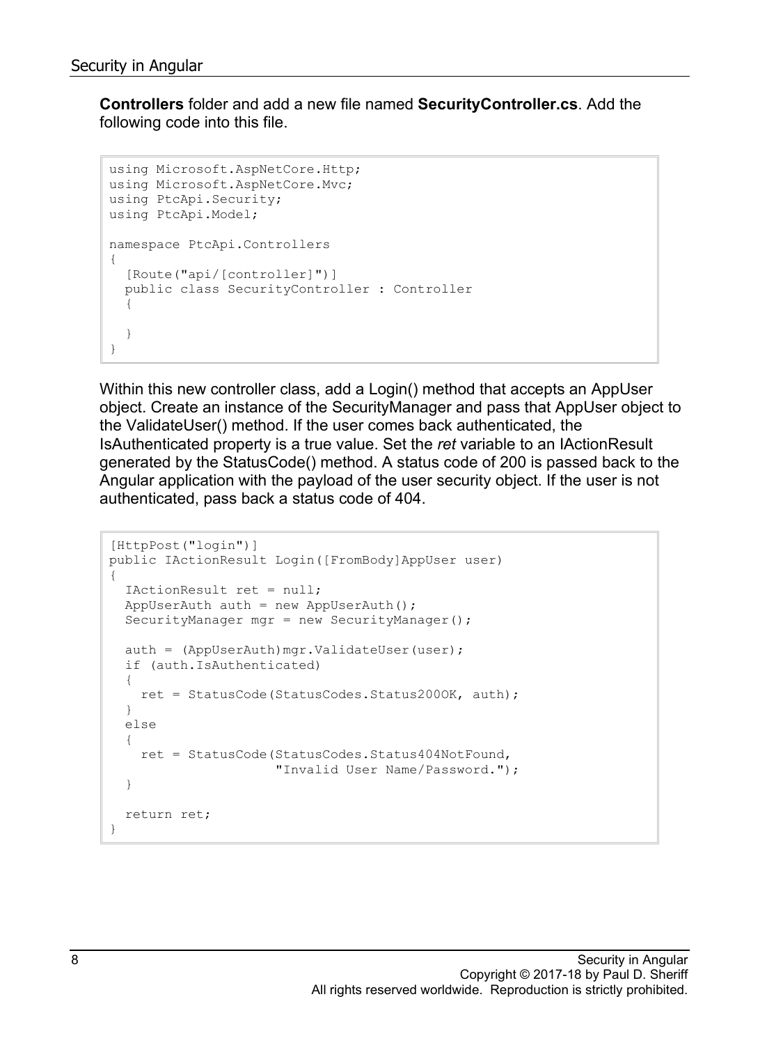**Controllers** folder and add a new file named **SecurityController.cs**. Add the following code into this file.

```
using Microsoft.AspNetCore.Http;
using Microsoft.AspNetCore.Mvc;
using PtcApi.Security;
using PtcApi.Model;

namespace PtcApi.Controllers
{
  [Route("api/[controller]")]
  public class SecurityController : Controller
  {

  }
}
```

Within this new controller class, add a Login() method that accepts an AppUser object. Create an instance of the SecurityManager and pass that AppUser object to the ValidateUser() method. If the user comes back authenticated, the IsAuthenticated property is a true value. Set the *ret* variable to an IActionResult generated by the StatusCode() method. A status code of 200 is passed back to the Angular application with the payload of the user security object. If the user is not authenticated, pass back a status code of 404.

```
[HttpPost("login")]
public IActionResult Login([FromBody]AppUser user)
{
  IActionResult ret = null;
  AppUserAuth auth = new AppUserAuth();
  SecurityManager mgr = new SecurityManager();

  auth = (AppUserAuth)mgr.ValidateUser(user);
  if (auth.IsAuthenticated)
  {
    ret = StatusCode(StatusCodes.Status200OK, auth);
  }
  else
  {
    ret = StatusCode(StatusCodes.Status404NotFound,
                     "Invalid User Name/Password.");
  }

  return ret;
}
```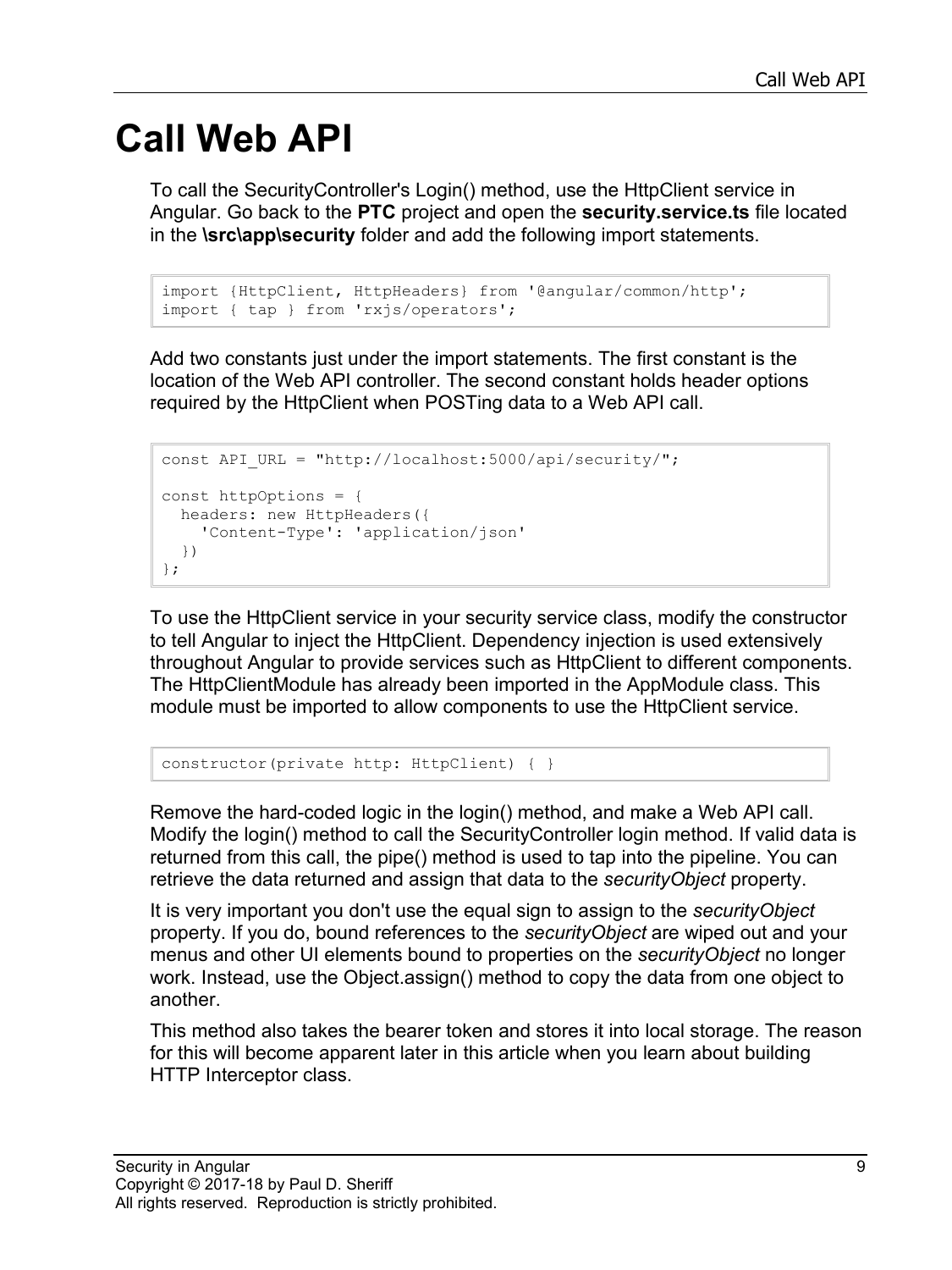# Call Web API

To call the SecurityController's Login() method, use the HttpClient service in Angular. Go back to the **PTC** project and open the **security.service.ts** file located in the **\src\app\security** folder and add the following import statements.

```
import {HttpClient, HttpHeaders} from '@angular/common/http';
import { tap } from 'rxjs/operators';
```

Add two constants just under the import statements. The first constant is the location of the Web API controller. The second constant holds header options required by the HttpClient when POSTing data to a Web API call.

```
const API_URL = "http://localhost:5000/api/security/";

const httpOptions = {
  headers: new HttpHeaders({
    'Content-Type': 'application/json'
  })
};
```

To use the HttpClient service in your security service class, modify the constructor to tell Angular to inject the HttpClient. Dependency injection is used extensively throughout Angular to provide services such as HttpClient to different components. The HttpClientModule has already been imported in the AppModule class. This module must be imported to allow components to use the HttpClient service.

```
constructor(private http: HttpClient) { }
```

Remove the hard-coded logic in the login() method, and make a Web API call. Modify the login() method to call the SecurityController login method. If valid data is returned from this call, the pipe() method is used to tap into the pipeline. You can retrieve the data returned and assign that data to the *securityObject* property.

It is very important you don't use the equal sign to assign to the *securityObject* property. If you do, bound references to the *securityObject* are wiped out and your menus and other UI elements bound to properties on the *securityObject* no longer work. Instead, use the Object.assign() method to copy the data from one object to another.

This method also takes the bearer token and stores it into local storage. The reason for this will become apparent later in this article when you learn about building HTTP Interceptor class.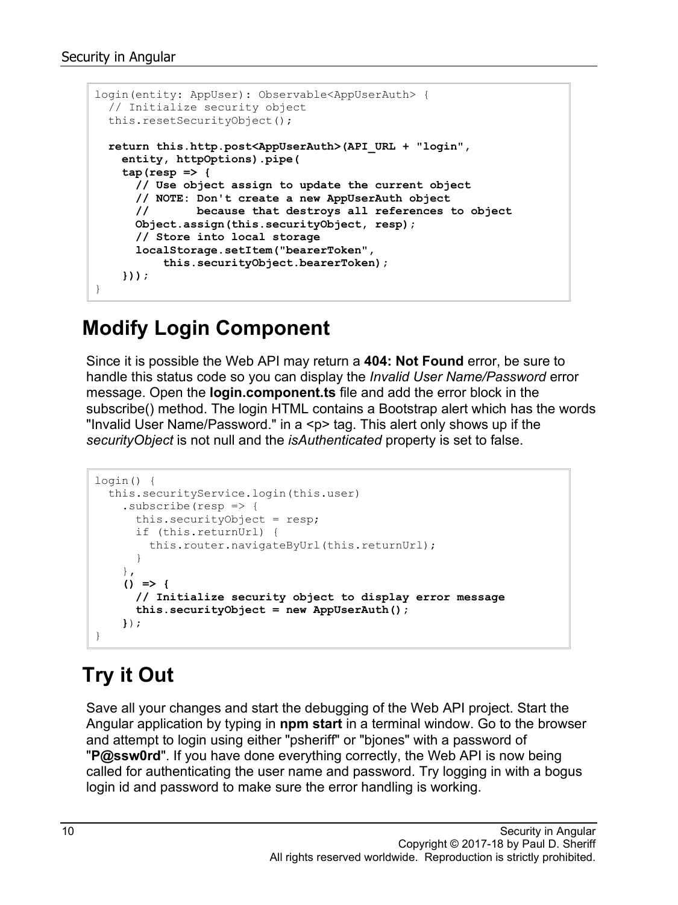```
login(entity: AppUser): Observable<AppUserAuth> {
  // Initialize security object
  this.resetSecurityObject();

  return this.http.post<AppUserAuth>(API_URL + "login",
    entity, httpOptions).pipe(
    tap(resp => {
      // Use object assign to update the current object
      // NOTE: Don't create a new AppUserAuth object
      //       because that destroys all references to object
      Object.assign(this.securityObject, resp);
      // Store into local storage
      localStorage.setItem("bearerToken",
          this.securityObject.bearerToken);
    }));
}
```

## Modify Login Component

Since it is possible the Web API may return a **404: Not Found** error, be sure to handle this status code so you can display the *Invalid User Name/Password* error message. Open the **login.component.ts** file and add the error block in the subscribe() method. The login HTML contains a Bootstrap alert which has the words "Invalid User Name/Password." in a <p> tag. This alert only shows up if the *securityObject* is not null and the *isAuthenticated* property is set to false.

```
login() {
  this.securityService.login(this.user)
    .subscribe(resp => {
      this.securityObject = resp;
      if (this.returnUrl) {
        this.router.navigateByUrl(this.returnUrl);
      }
    },
    () => {
      // Initialize security object to display error message
      this.securityObject = new AppUserAuth();
    });
}
```

## Try it Out

Save all your changes and start the debugging of the Web API project. Start the Angular application by typing in **npm start** in a terminal window. Go to the browser and attempt to login using either "psheriff" or "bjones" with a password of "**P@ssw0rd**". If you have done everything correctly, the Web API is now being called for authenticating the user name and password. Try logging in with a bogus login id and password to make sure the error handling is working.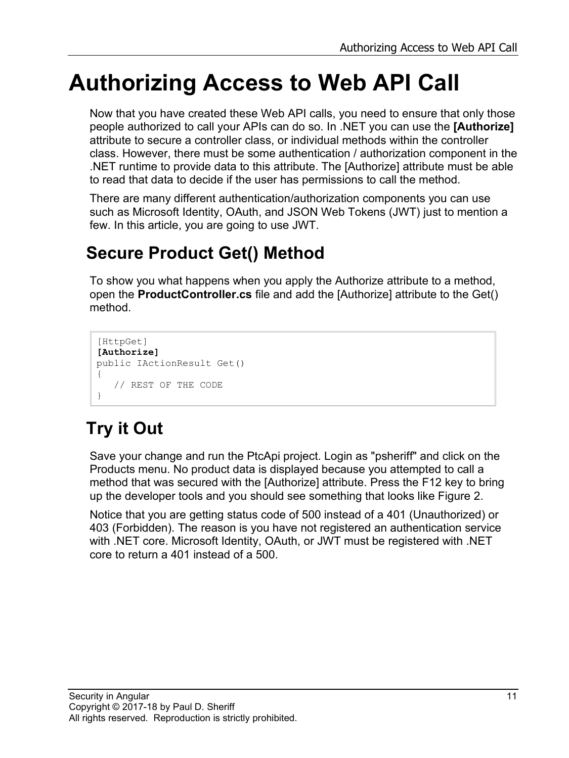# Authorizing Access to Web API Call

Now that you have created these Web API calls, you need to ensure that only those people authorized to call your APIs can do so. In .NET you can use the **[Authorize]** attribute to secure a controller class, or individual methods within the controller class. However, there must be some authentication / authorization component in the .NET runtime to provide data to this attribute. The [Authorize] attribute must be able to read that data to decide if the user has permissions to call the method.

There are many different authentication/authorization components you can use such as Microsoft Identity, OAuth, and JSON Web Tokens (JWT) just to mention a few. In this article, you are going to use JWT.

## Secure Product Get() Method

To show you what happens when you apply the Authorize attribute to a method, open the **ProductController.cs** file and add the [Authorize] attribute to the Get() method.

```
[HttpGet]
[Authorize]
public IActionResult Get()
{
   // REST OF THE CODE
}
```

## Try it Out

Save your change and run the PtcApi project. Login as "psheriff" and click on the Products menu. No product data is displayed because you attempted to call a method that was secured with the [Authorize] attribute. Press the F12 key to bring up the developer tools and you should see something that looks like Figure 2.

Notice that you are getting status code of 500 instead of a 401 (Unauthorized) or 403 (Forbidden). The reason is you have not registered an authentication service with .NET core. Microsoft Identity, OAuth, or JWT must be registered with .NET core to return a 401 instead of a 500.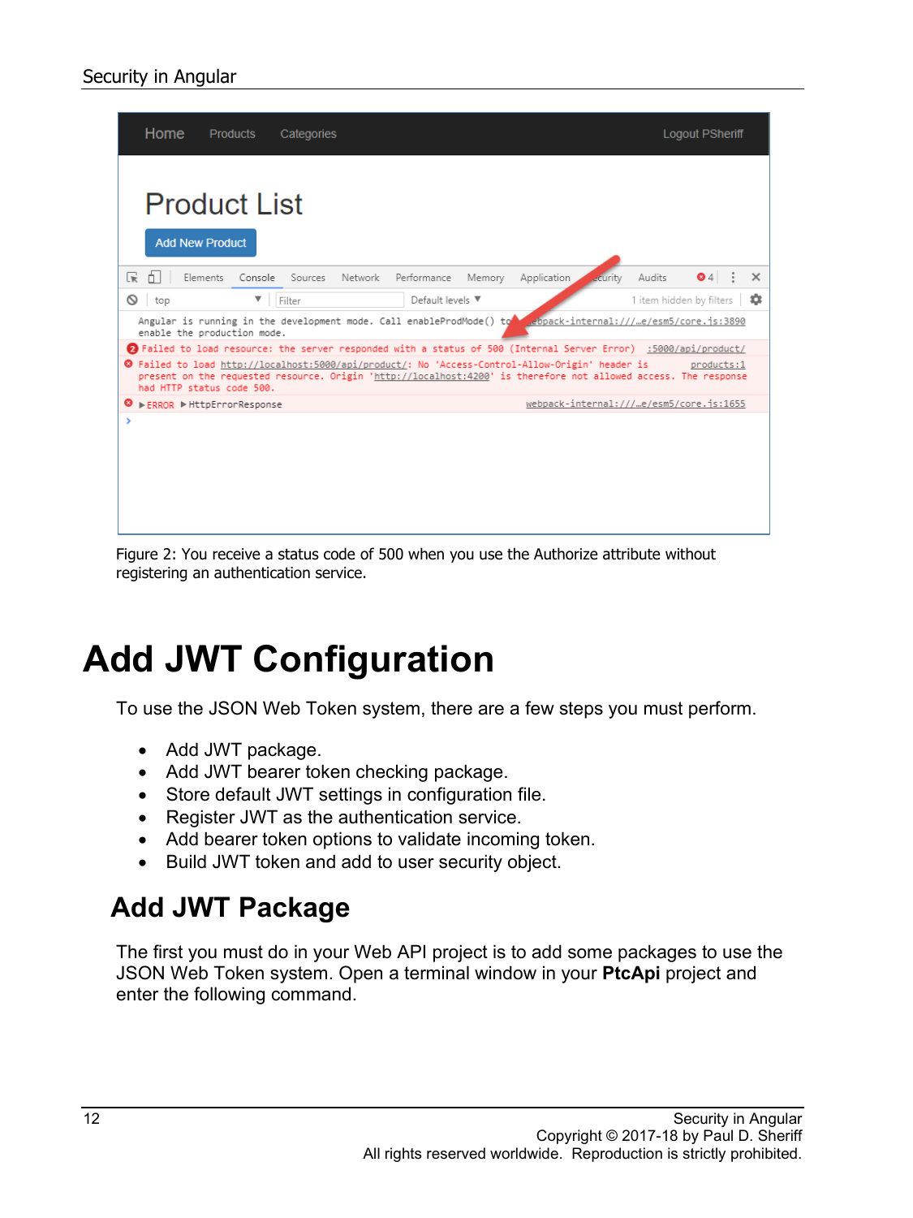Figure 2: You receive a status code of 500 when you use the Authorize attribute without registering an authentication service.

# Add JWT Configuration

To use the JSON Web Token system, there are a few steps you must perform.

- Add JWT package.
- Add JWT bearer token checking package.
- Store default JWT settings in configuration file.
- Register JWT as the authentication service.
- Add bearer token options to validate incoming token.
- Build JWT token and add to user security object.

## Add JWT Package

The first you must do in your Web API project is to add some packages to use the JSON Web Token system. Open a terminal window in your **PtcApi** project and enter the following command.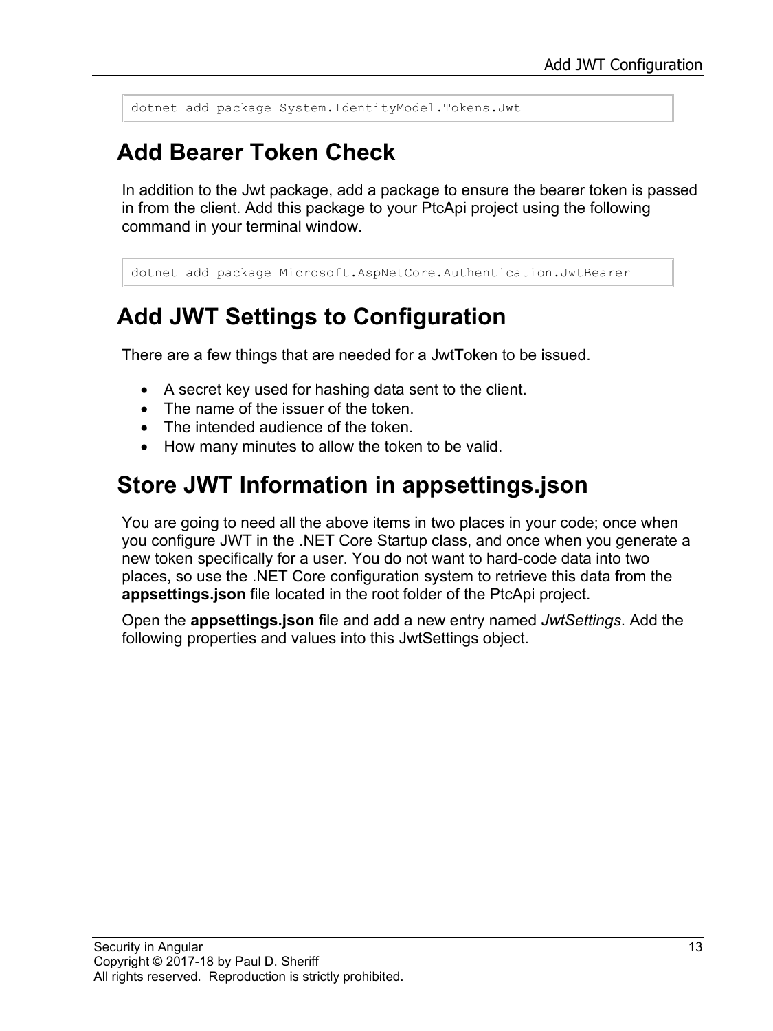```
dotnet add package System.IdentityModel.Tokens.Jwt
```

## Add Bearer Token Check

In addition to the Jwt package, add a package to ensure the bearer token is passed in from the client. Add this package to your PtcApi project using the following command in your terminal window.

```
dotnet add package Microsoft.AspNetCore.Authentication.JwtBearer
```

## Add JWT Settings to Configuration

There are a few things that are needed for a JwtToken to be issued.

- A secret key used for hashing data sent to the client.
- The name of the issuer of the token.
- The intended audience of the token.
- How many minutes to allow the token to be valid.

## Store JWT Information in appsettings.json

You are going to need all the above items in two places in your code; once when you configure JWT in the .NET Core Startup class, and once when you generate a new token specifically for a user. You do not want to hard-code data into two places, so use the .NET Core configuration system to retrieve this data from the **appsettings.json** file located in the root folder of the PtcApi project.

Open the **appsettings.json** file and add a new entry named *JwtSettings*. Add the following properties and values into this JwtSettings object.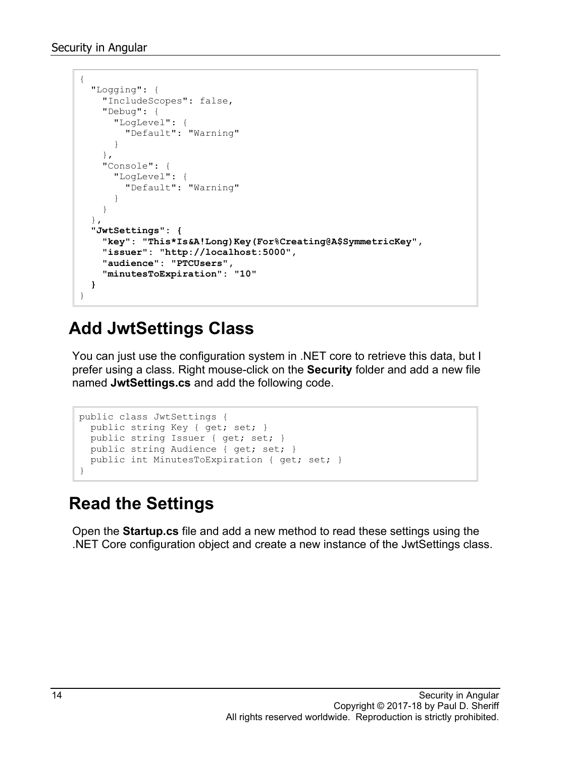```
{
  "Logging": {
    "IncludeScopes": false,
    "Debug": {
      "LogLevel": {
        "Default": "Warning"
      }
    },
    "Console": {
      "LogLevel": {
        "Default": "Warning"
      }
    }
  },
  "JwtSettings": {
    "key": "This*Is&A!Long)Key(For%Creating@A$SymmetricKey",
    "issuer": "http://localhost:5000",
    "audience": "PTCUsers",
    "minutesToExpiration": "10"
  }
}
```

## Add JwtSettings Class

You can just use the configuration system in .NET core to retrieve this data, but I prefer using a class. Right mouse-click on the **Security** folder and add a new file named **JwtSettings.cs** and add the following code.

```
public class JwtSettings {
  public string Key { get; set; }
  public string Issuer { get; set; }
  public string Audience { get; set; }
  public int MinutesToExpiration { get; set; }
}
```

## Read the Settings

Open the **Startup.cs** file and add a new method to read these settings using the .NET Core configuration object and create a new instance of the JwtSettings class.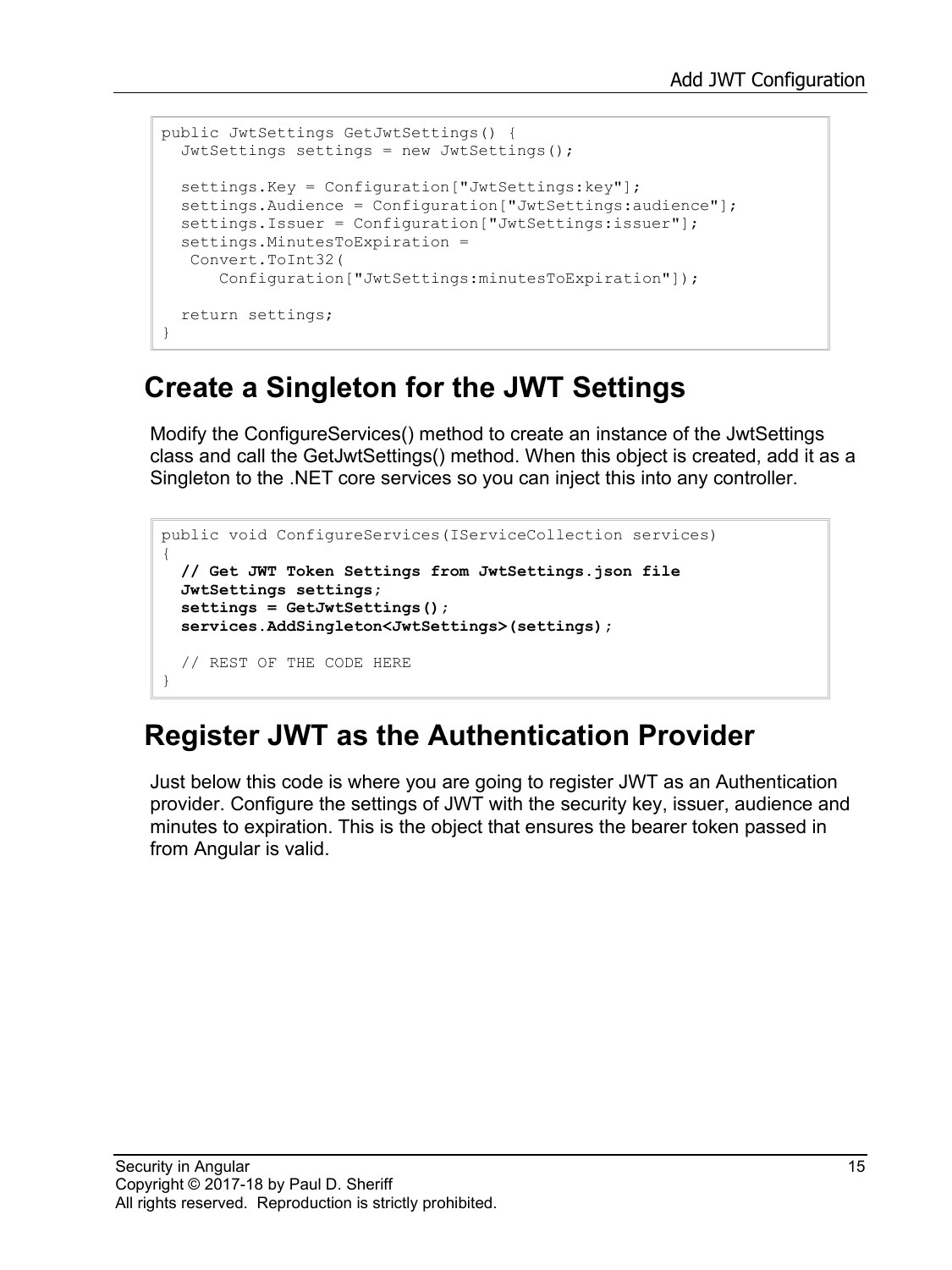```
public JwtSettings GetJwtSettings() {
  JwtSettings settings = new JwtSettings();

  settings.Key = Configuration["JwtSettings:key"];
  settings.Audience = Configuration["JwtSettings:audience"];
  settings.Issuer = Configuration["JwtSettings:issuer"];
  settings.MinutesToExpiration =
   Convert.ToInt32(
      Configuration["JwtSettings:minutesToExpiration"]);

  return settings;
}
```

## Create a Singleton for the JWT Settings

Modify the ConfigureServices() method to create an instance of the JwtSettings class and call the GetJwtSettings() method. When this object is created, add it as a Singleton to the .NET core services so you can inject this into any controller.

```
public void ConfigureServices(IServiceCollection services)
{
  // Get JWT Token Settings from JwtSettings.json file
  JwtSettings settings;
  settings = GetJwtSettings();
  services.AddSingleton<JwtSettings>(settings);

  // REST OF THE CODE HERE
}
```

## Register JWT as the Authentication Provider

Just below this code is where you are going to register JWT as an Authentication provider. Configure the settings of JWT with the security key, issuer, audience and minutes to expiration. This is the object that ensures the bearer token passed in from Angular is valid.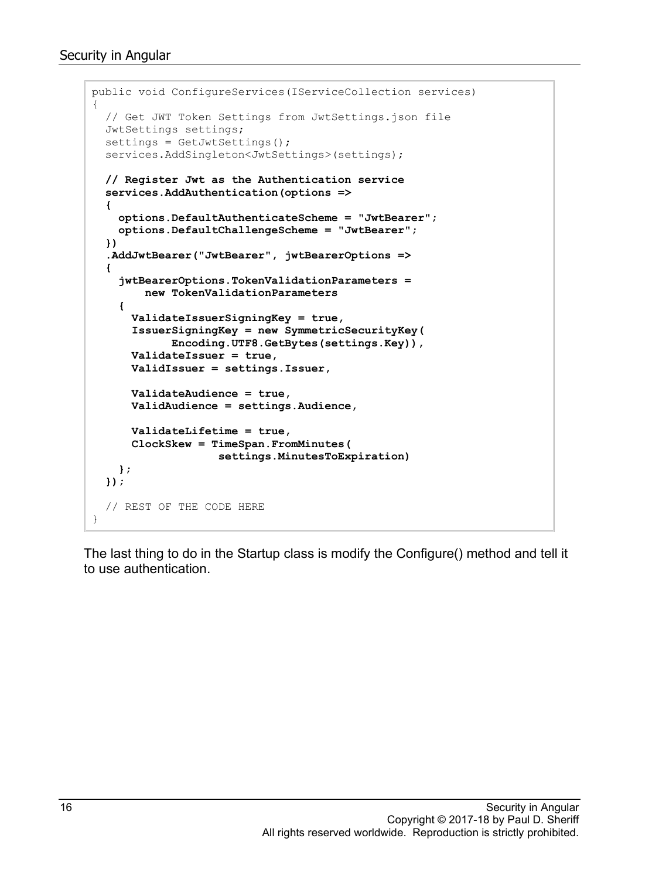```
public void ConfigureServices(IServiceCollection services)
{
  // Get JWT Token Settings from JwtSettings.json file
  JwtSettings settings;
  settings = GetJwtSettings();
  services.AddSingleton<JwtSettings>(settings);

  // Register Jwt as the Authentication service
  services.AddAuthentication(options =>
  {
    options.DefaultAuthenticateScheme = "JwtBearer";
    options.DefaultChallengeScheme = "JwtBearer";
  })
  .AddJwtBearer("JwtBearer", jwtBearerOptions =>
  {
    jwtBearerOptions.TokenValidationParameters =
        new TokenValidationParameters
    {
      ValidateIssuerSigningKey = true,
      IssuerSigningKey = new SymmetricSecurityKey(
            Encoding.UTF8.GetBytes(settings.Key)),
      ValidateIssuer = true,
      ValidIssuer = settings.Issuer,

      ValidateAudience = true,
      ValidAudience = settings.Audience,

      ValidateLifetime = true,
      ClockSkew = TimeSpan.FromMinutes(
                  settings.MinutesToExpiration)
    };
  });

  // REST OF THE CODE HERE
}
```

The last thing to do in the Startup class is modify the Configure() method and tell it to use authentication.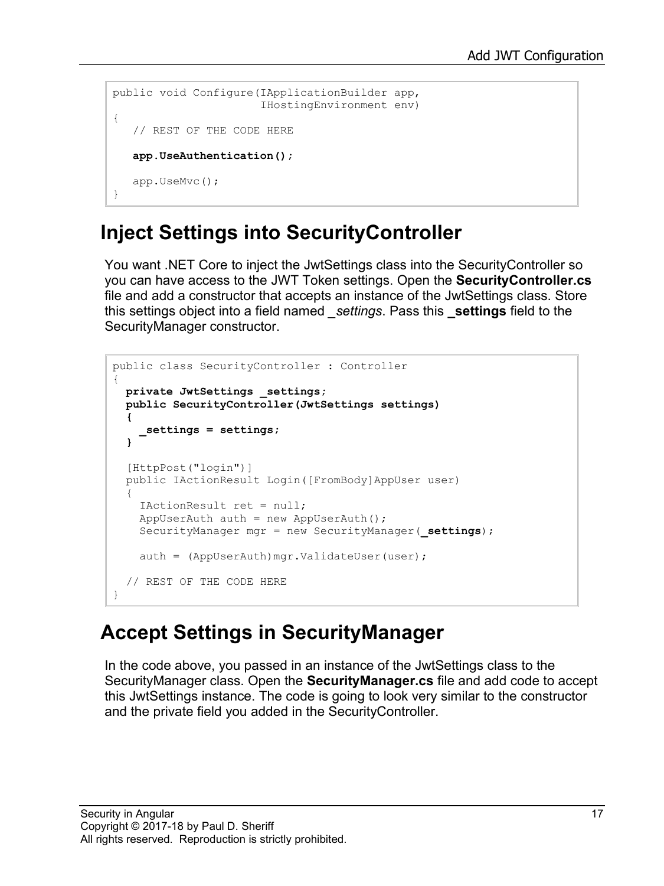```
public void Configure(IApplicationBuilder app,
                      IHostingEnvironment env)
{
   // REST OF THE CODE HERE

   app.UseAuthentication();

   app.UseMvc();
}
```

## Inject Settings into SecurityController

You want .NET Core to inject the JwtSettings class into the SecurityController so you can have access to the JWT Token settings. Open the **SecurityController.cs** file and add a constructor that accepts an instance of the JwtSettings class. Store this settings object into a field named *_settings*. Pass this **_settings** field to the SecurityManager constructor.

```
public class SecurityController : Controller
{
  private JwtSettings _settings;
  public SecurityController(JwtSettings settings)
  {
    _settings = settings;
  }

  [HttpPost("login")]
  public IActionResult Login([FromBody]AppUser user)
  {
    IActionResult ret = null;
    AppUserAuth auth = new AppUserAuth();
    SecurityManager mgr = new SecurityManager(_settings);

    auth = (AppUserAuth)mgr.ValidateUser(user);

  // REST OF THE CODE HERE
}
```

## Accept Settings in SecurityManager

In the code above, you passed in an instance of the JwtSettings class to the SecurityManager class. Open the **SecurityManager.cs** file and add code to accept this JwtSettings instance. The code is going to look very similar to the constructor and the private field you added in the SecurityController.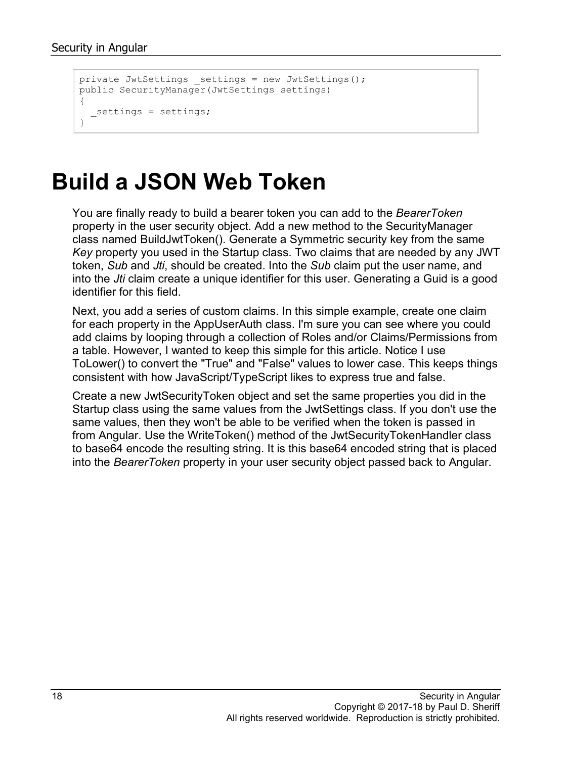```
private JwtSettings _settings = new JwtSettings();
public SecurityManager(JwtSettings settings)
{
  _settings = settings;
}
```

# Build a JSON Web Token

You are finally ready to build a bearer token you can add to the *BearerToken* property in the user security object. Add a new method to the SecurityManager class named BuildJwtToken(). Generate a Symmetric security key from the same *Key* property you used in the Startup class. Two claims that are needed by any JWT token, *Sub* and *Jti*, should be created. Into the *Sub* claim put the user name, and into the *Jti* claim create a unique identifier for this user. Generating a Guid is a good identifier for this field.

Next, you add a series of custom claims. In this simple example, create one claim for each property in the AppUserAuth class. I'm sure you can see where you could add claims by looping through a collection of Roles and/or Claims/Permissions from a table. However, I wanted to keep this simple for this article. Notice I use ToLower() to convert the "True" and "False" values to lower case. This keeps things consistent with how JavaScript/TypeScript likes to express true and false.

Create a new JwtSecurityToken object and set the same properties you did in the Startup class using the same values from the JwtSettings class. If you don't use the same values, then they won't be able to be verified when the token is passed in from Angular. Use the WriteToken() method of the JwtSecurityTokenHandler class to base64 encode the resulting string. It is this base64 encoded string that is placed into the *BearerToken* property in your user security object passed back to Angular.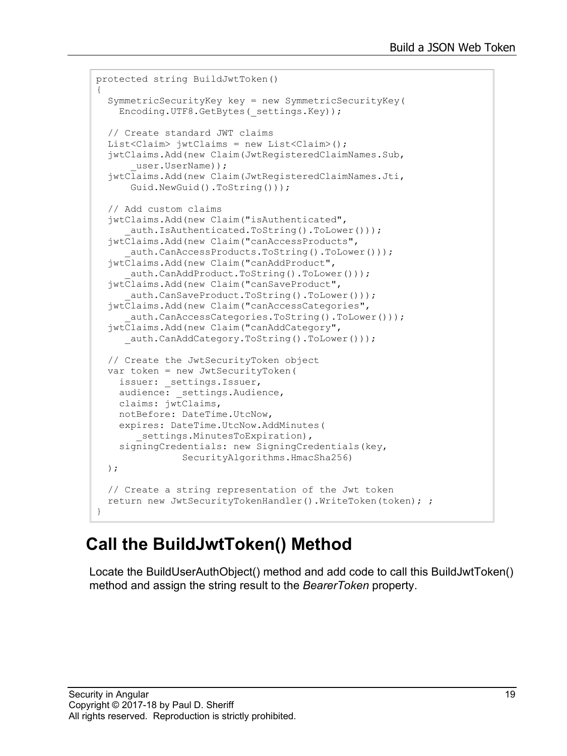```
protected string BuildJwtToken()
{
  SymmetricSecurityKey key = new SymmetricSecurityKey(
    Encoding.UTF8.GetBytes(_settings.Key));

  // Create standard JWT claims
  List<Claim> jwtClaims = new List<Claim>();
  jwtClaims.Add(new Claim(JwtRegisteredClaimNames.Sub,
      _user.UserName));
  jwtClaims.Add(new Claim(JwtRegisteredClaimNames.Jti,
      Guid.NewGuid().ToString()));

  // Add custom claims
  jwtClaims.Add(new Claim("isAuthenticated",
     _auth.IsAuthenticated.ToString().ToLower()));
  jwtClaims.Add(new Claim("canAccessProducts",
     _auth.CanAccessProducts.ToString().ToLower()));
  jwtClaims.Add(new Claim("canAddProduct",
     _auth.CanAddProduct.ToString().ToLower()));
  jwtClaims.Add(new Claim("canSaveProduct",
     _auth.CanSaveProduct.ToString().ToLower()));
  jwtClaims.Add(new Claim("canAccessCategories",
     _auth.CanAccessCategories.ToString().ToLower()));
  jwtClaims.Add(new Claim("canAddCategory",
     _auth.CanAddCategory.ToString().ToLower()));

  // Create the JwtSecurityToken object
  var token = new JwtSecurityToken(
    issuer: _settings.Issuer,
    audience: _settings.Audience,
    claims: jwtClaims,
    notBefore: DateTime.UtcNow,
    expires: DateTime.UtcNow.AddMinutes(
        _settings.MinutesToExpiration),
    signingCredentials: new SigningCredentials(key,
              SecurityAlgorithms.HmacSha256)
  );

  // Create a string representation of the Jwt token
  return new JwtSecurityTokenHandler().WriteToken(token); ;
}
```

## Call the BuildJwtToken() Method

Locate the BuildUserAuthObject() method and add code to call this BuildJwtToken() method and assign the string result to the *BearerToken* property.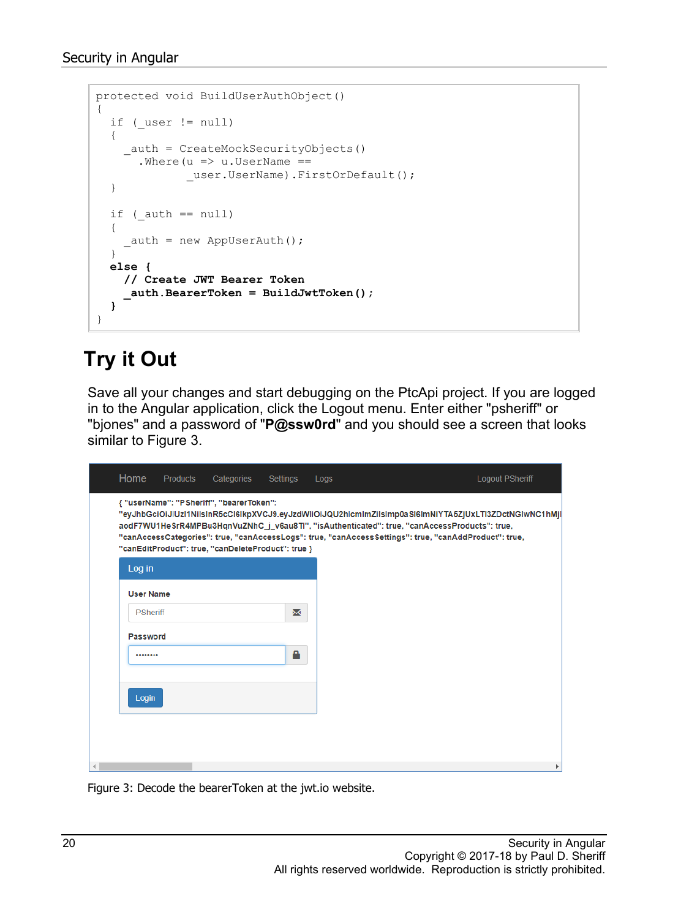```
protected void BuildUserAuthObject()
{
  if (_user != null)
  {
    _auth = CreateMockSecurityObjects()
      .Where(u => u.UserName ==
             _user.UserName).FirstOrDefault();
  }

  if (_auth == null)
  {
    _auth = new AppUserAuth();
  }
  else {
    // Create JWT Bearer Token
    _auth.BearerToken = BuildJwtToken();
  }
}
```

## Try it Out

Save all your changes and start debugging on the PtcApi project. If you are logged in to the Angular application, click the Logout menu. Enter either "psheriff" or "bjones" and a password of "**P@ssw0rd**" and you should see a screen that looks similar to Figure 3.

Figure 3: Decode the bearerToken at the jwt.io website.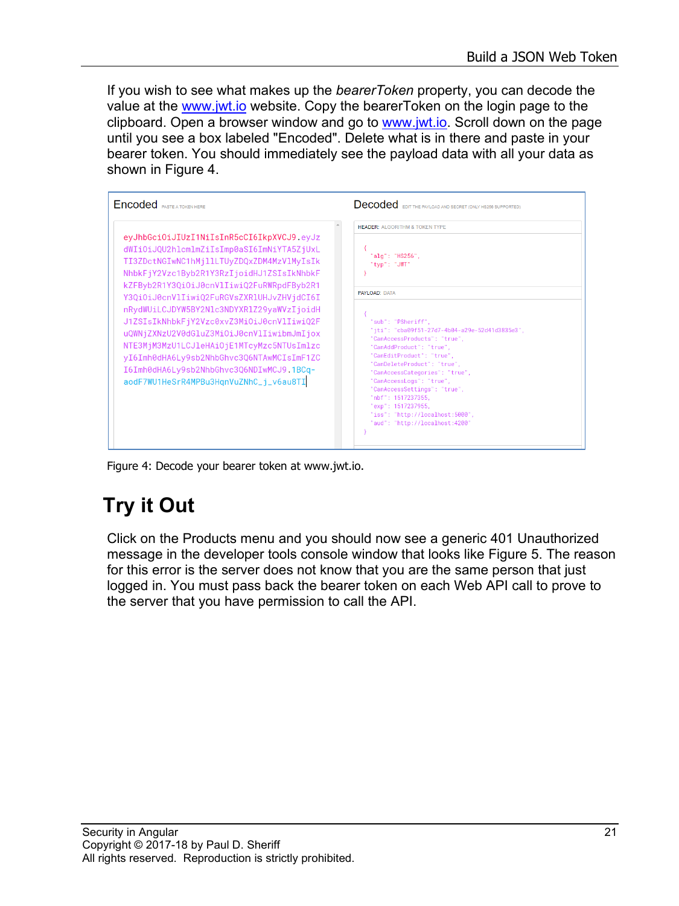If you wish to see what makes up the *bearerToken* property, you can decode the value at the www.jwt.io website. Copy the bearerToken on the login page to the clipboard. Open a browser window and go to www.jwt.io. Scroll down on the page until you see a box labeled "Encoded". Delete what is in there and paste in your bearer token. You should immediately see the payload data with all your data as shown in Figure 4.

Figure 4: Decode your bearer token at www.jwt.io.

## Try it Out

Click on the Products menu and you should now see a generic 401 Unauthorized message in the developer tools console window that looks like Figure 5. The reason for this error is the server does not know that you are the same person that just logged in. You must pass back the bearer token on each Web API call to prove to the server that you have permission to call the API.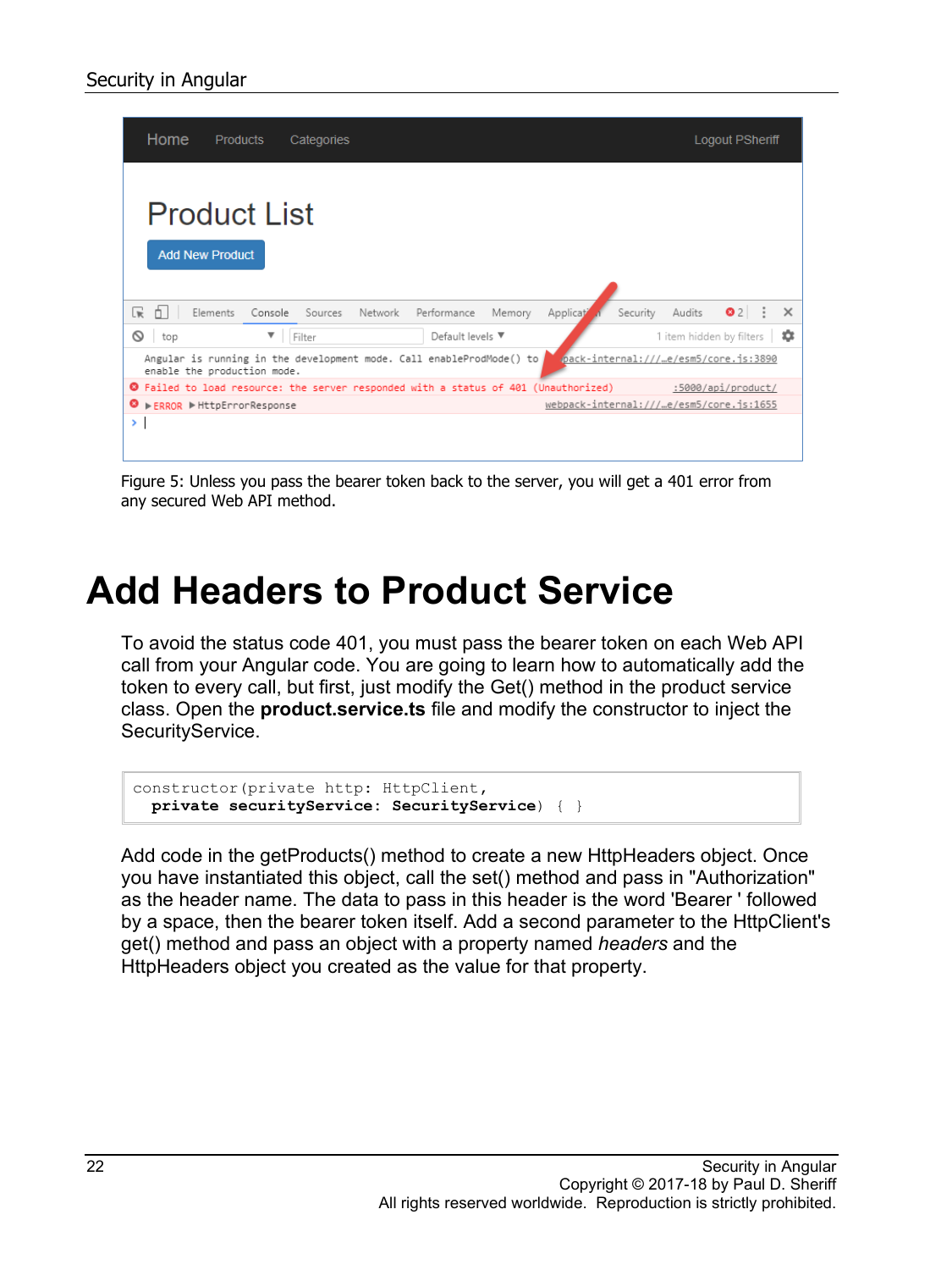Figure 5: Unless you pass the bearer token back to the server, you will get a 401 error from any secured Web API method.

# Add Headers to Product Service

To avoid the status code 401, you must pass the bearer token on each Web API call from your Angular code. You are going to learn how to automatically add the token to every call, but first, just modify the Get() method in the product service class. Open the **product.service.ts** file and modify the constructor to inject the SecurityService.

```
constructor(private http: HttpClient,
  private securityService: SecurityService) { }
```

Add code in the getProducts() method to create a new HttpHeaders object. Once you have instantiated this object, call the set() method and pass in "Authorization" as the header name. The data to pass in this header is the word 'Bearer ' followed by a space, then the bearer token itself. Add a second parameter to the HttpClient's get() method and pass an object with a property named *headers* and the HttpHeaders object you created as the value for that property.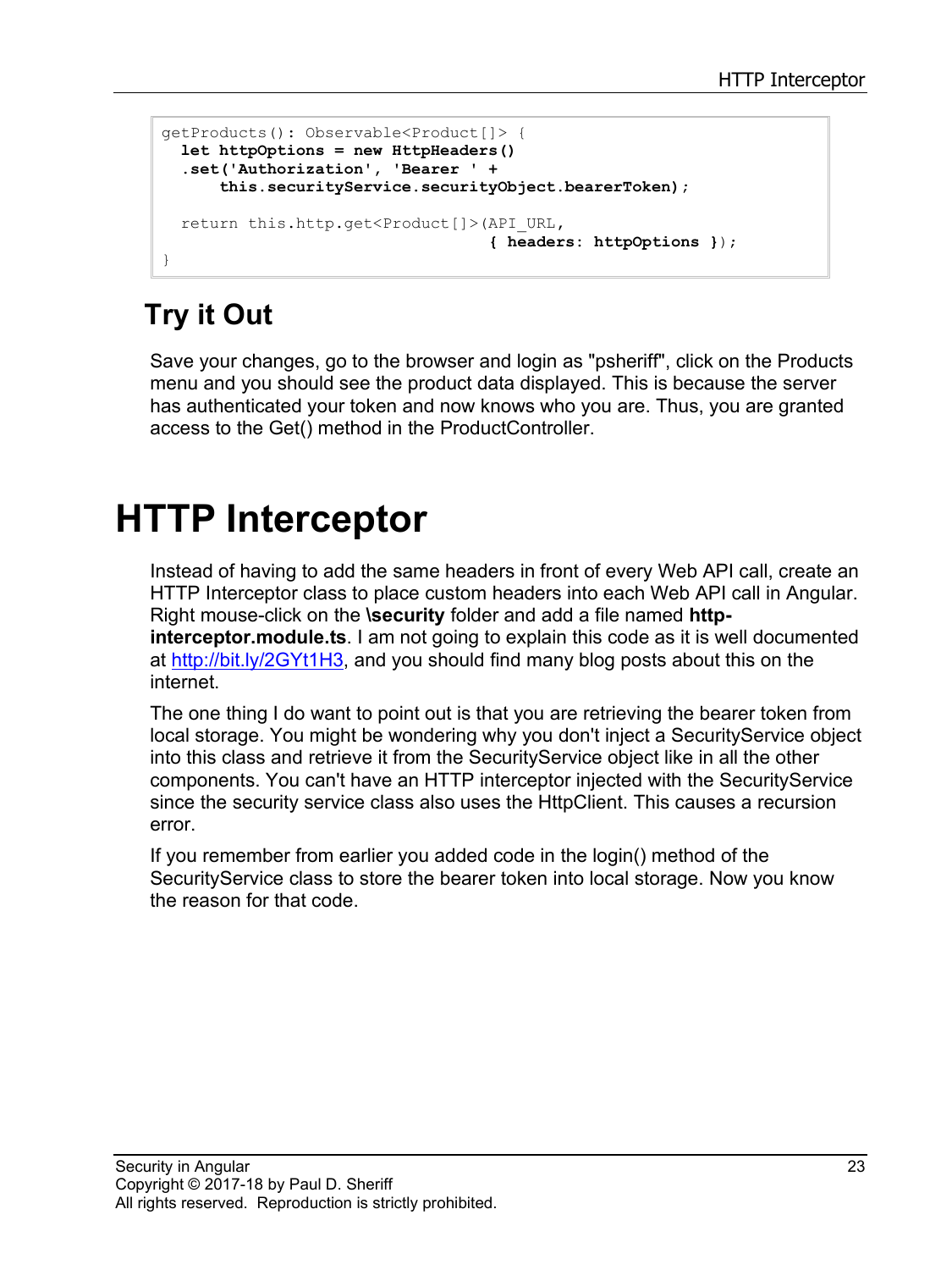```
getProducts(): Observable<Product[]> {
  let httpOptions = new HttpHeaders()
  .set('Authorization', 'Bearer ' +
      this.securityService.securityObject.bearerToken);

  return this.http.get<Product[]>(API_URL,
                                  { headers: httpOptions });
}
```

## Try it Out

Save your changes, go to the browser and login as "psheriff", click on the Products menu and you should see the product data displayed. This is because the server has authenticated your token and now knows who you are. Thus, you are granted access to the Get() method in the ProductController.

# HTTP Interceptor

Instead of having to add the same headers in front of every Web API call, create an HTTP Interceptor class to place custom headers into each Web API call in Angular. Right mouse-click on the **\security** folder and add a file named **http-interceptor.module.ts**. I am not going to explain this code as it is well documented at http://bit.ly/2GYt1H3, and you should find many blog posts about this on the internet.

The one thing I do want to point out is that you are retrieving the bearer token from local storage. You might be wondering why you don't inject a SecurityService object into this class and retrieve it from the SecurityService object like in all the other components. You can't have an HTTP interceptor injected with the SecurityService since the security service class also uses the HttpClient. This causes a recursion error.

If you remember from earlier you added code in the login() method of the SecurityService class to store the bearer token into local storage. Now you know the reason for that code.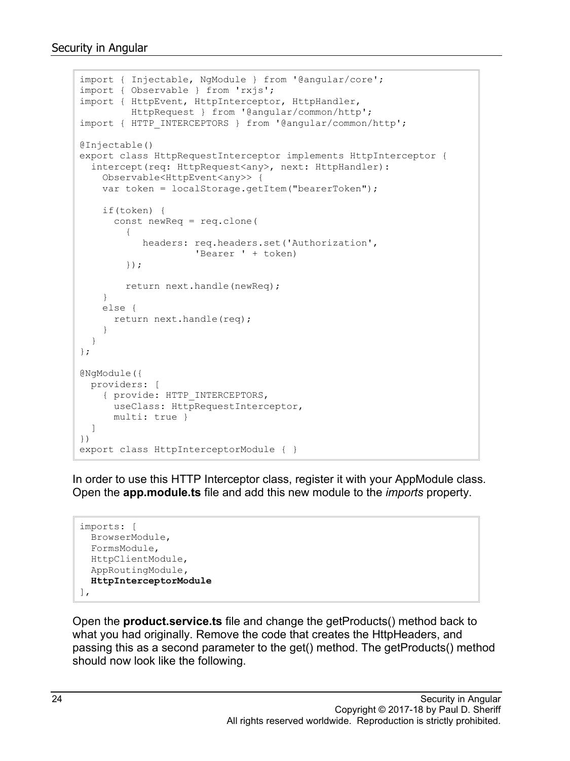```
import { Injectable, NgModule } from '@angular/core';
import { Observable } from 'rxjs';
import { HttpEvent, HttpInterceptor, HttpHandler,
         HttpRequest } from '@angular/common/http';
import { HTTP_INTERCEPTORS } from '@angular/common/http';

@Injectable()
export class HttpRequestInterceptor implements HttpInterceptor {
  intercept(req: HttpRequest<any>, next: HttpHandler):
    Observable<HttpEvent<any>> {
    var token = localStorage.getItem("bearerToken");

    if(token) {
      const newReq = req.clone(
        {
           headers: req.headers.set('Authorization',
                    'Bearer ' + token)
        });

        return next.handle(newReq);
    }
    else {
      return next.handle(req);
    }
  }
};

@NgModule({
  providers: [
    { provide: HTTP_INTERCEPTORS,
      useClass: HttpRequestInterceptor,
      multi: true }
  ]
})
export class HttpInterceptorModule { }
```

In order to use this HTTP Interceptor class, register it with your AppModule class. Open the **app.module.ts** file and add this new module to the *imports* property.

```
imports: [
  BrowserModule,
  FormsModule,
  HttpClientModule,
  AppRoutingModule,
  HttpInterceptorModule
],
```

Open the **product.service.ts** file and change the getProducts() method back to what you had originally. Remove the code that creates the HttpHeaders, and passing this as a second parameter to the get() method. The getProducts() method should now look like the following.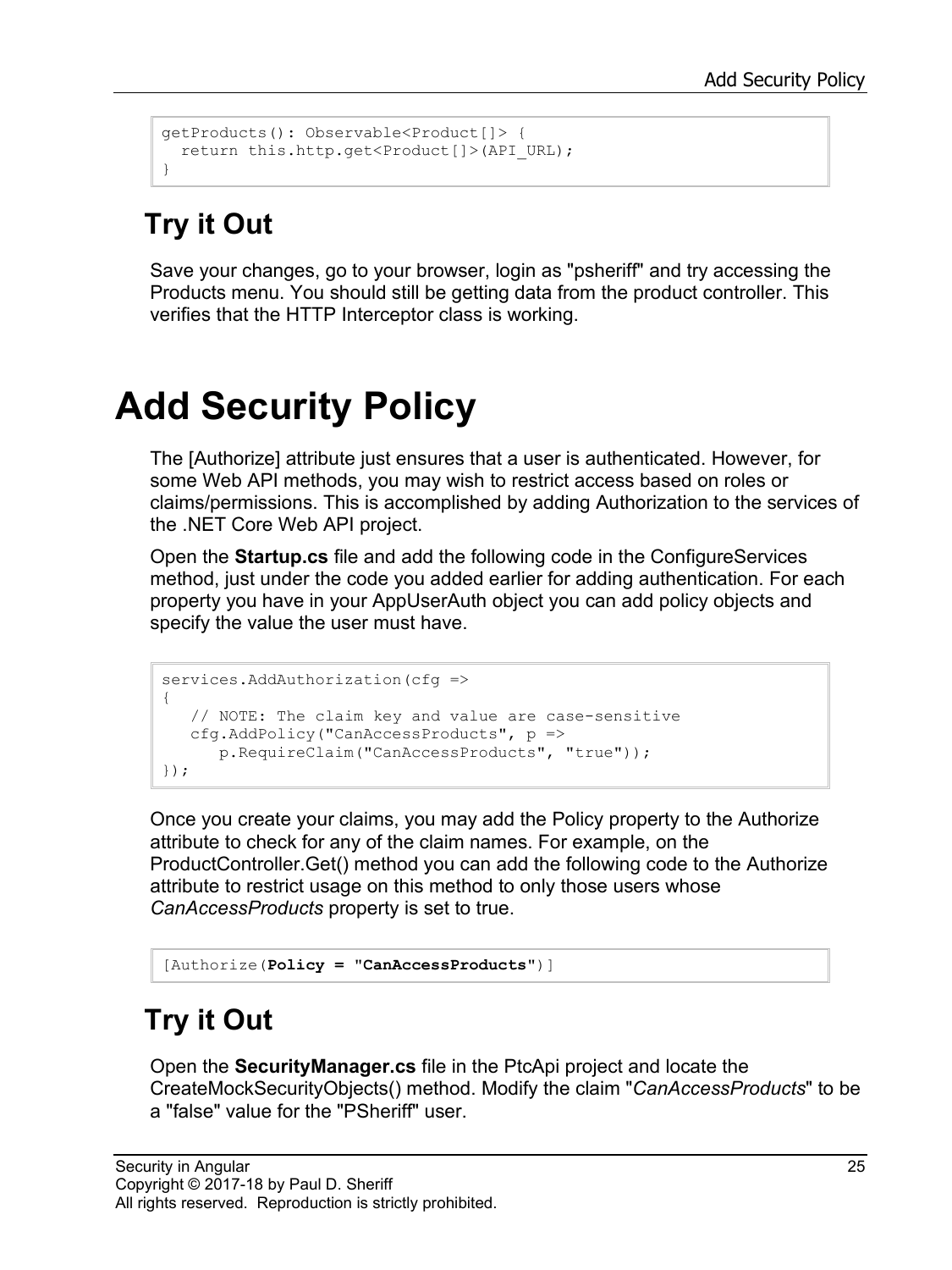```
getProducts(): Observable<Product[]> {
  return this.http.get<Product[]>(API_URL);
}
```

## Try it Out

Save your changes, go to your browser, login as "psheriff" and try accessing the Products menu. You should still be getting data from the product controller. This verifies that the HTTP Interceptor class is working.

# Add Security Policy

The [Authorize] attribute just ensures that a user is authenticated. However, for some Web API methods, you may wish to restrict access based on roles or claims/permissions. This is accomplished by adding Authorization to the services of the .NET Core Web API project.

Open the **Startup.cs** file and add the following code in the ConfigureServices method, just under the code you added earlier for adding authentication. For each property you have in your AppUserAuth object you can add policy objects and specify the value the user must have.

```
services.AddAuthorization(cfg =>
{
   // NOTE: The claim key and value are case-sensitive
   cfg.AddPolicy("CanAccessProducts", p =>
      p.RequireClaim("CanAccessProducts", "true"));
});
```

Once you create your claims, you may add the Policy property to the Authorize attribute to check for any of the claim names. For example, on the ProductController.Get() method you can add the following code to the Authorize attribute to restrict usage on this method to only those users whose *CanAccessProducts* property is set to true.

```
[Authorize(Policy = "CanAccessProducts")]
```

## Try it Out

Open the **SecurityManager.cs** file in the PtcApi project and locate the CreateMockSecurityObjects() method. Modify the claim "*CanAccessProducts*" to be a "false" value for the "PSheriff" user.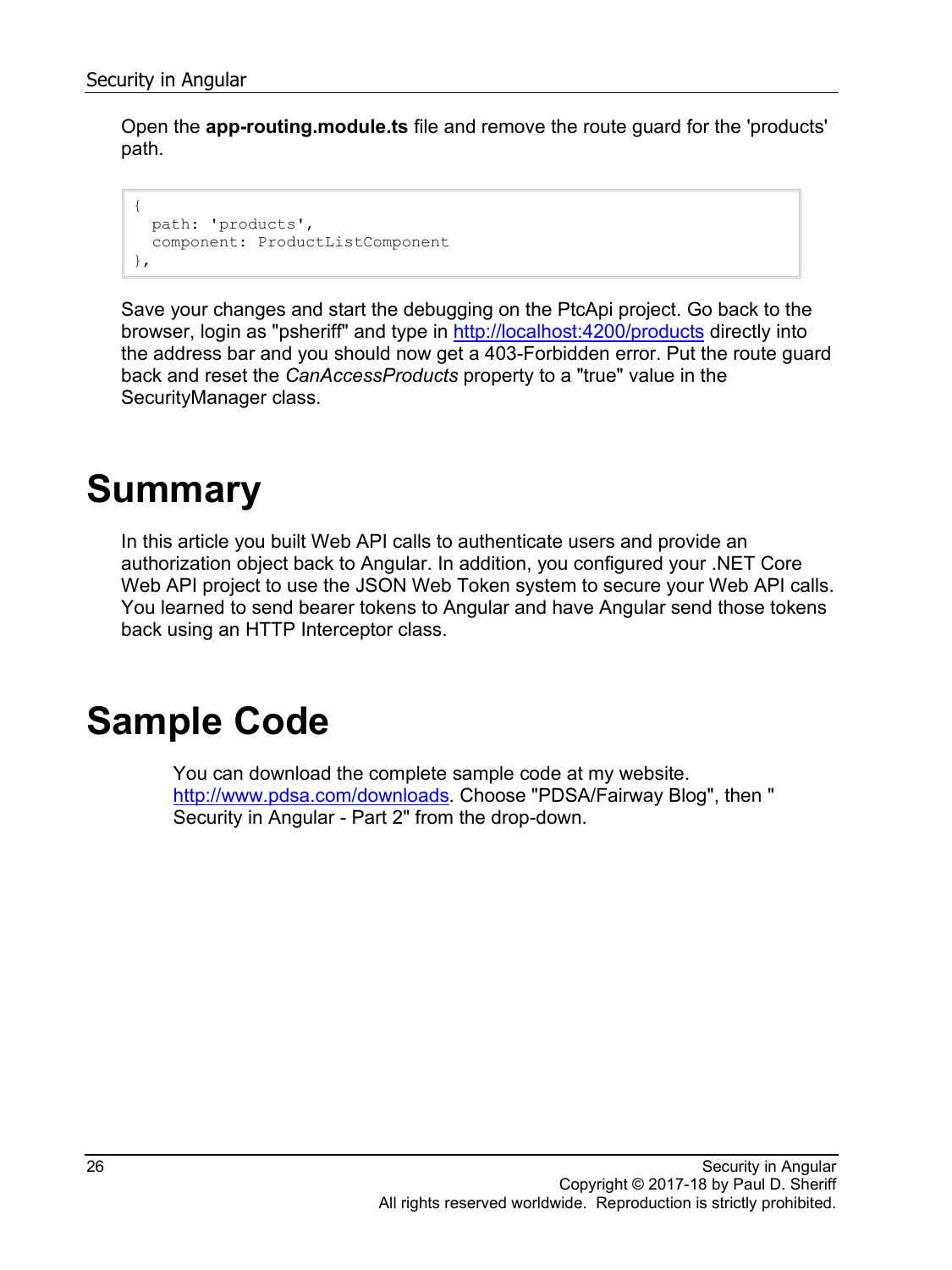Open the **app-routing.module.ts** file and remove the route guard for the 'products' path.

```
{
  path: 'products',
  component: ProductListComponent
},
```

Save your changes and start the debugging on the PtcApi project. Go back to the browser, login as "psheriff" and type in http://localhost:4200/products directly into the address bar and you should now get a 403-Forbidden error. Put the route guard back and reset the *CanAccessProducts* property to a "true" value in the SecurityManager class.

# Summary

In this article you built Web API calls to authenticate users and provide an authorization object back to Angular. In addition, you configured your .NET Core Web API project to use the JSON Web Token system to secure your Web API calls. You learned to send bearer tokens to Angular and have Angular send those tokens back using an HTTP Interceptor class.

# Sample Code

You can download the complete sample code at my website. http://www.pdsa.com/downloads. Choose "PDSA/Fairway Blog", then " Security in Angular - Part 2" from the drop-down.